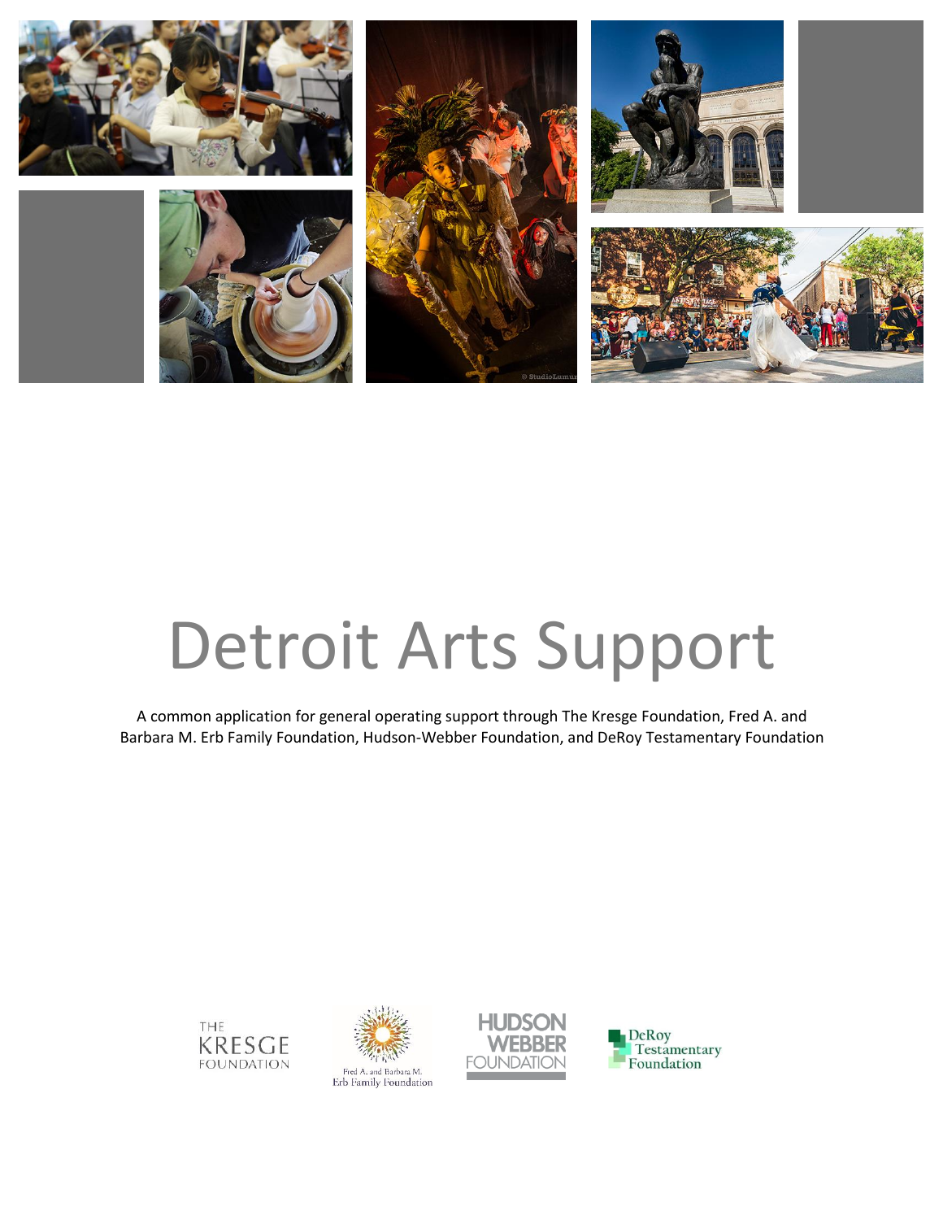# Detroit Arts Support

A common application for general operating support through The Kresge Foundation, Fred A. and Barbara M. Erb Family Foundation, Hudson-Webber Foundation, and DeRoy Testamentary Foundation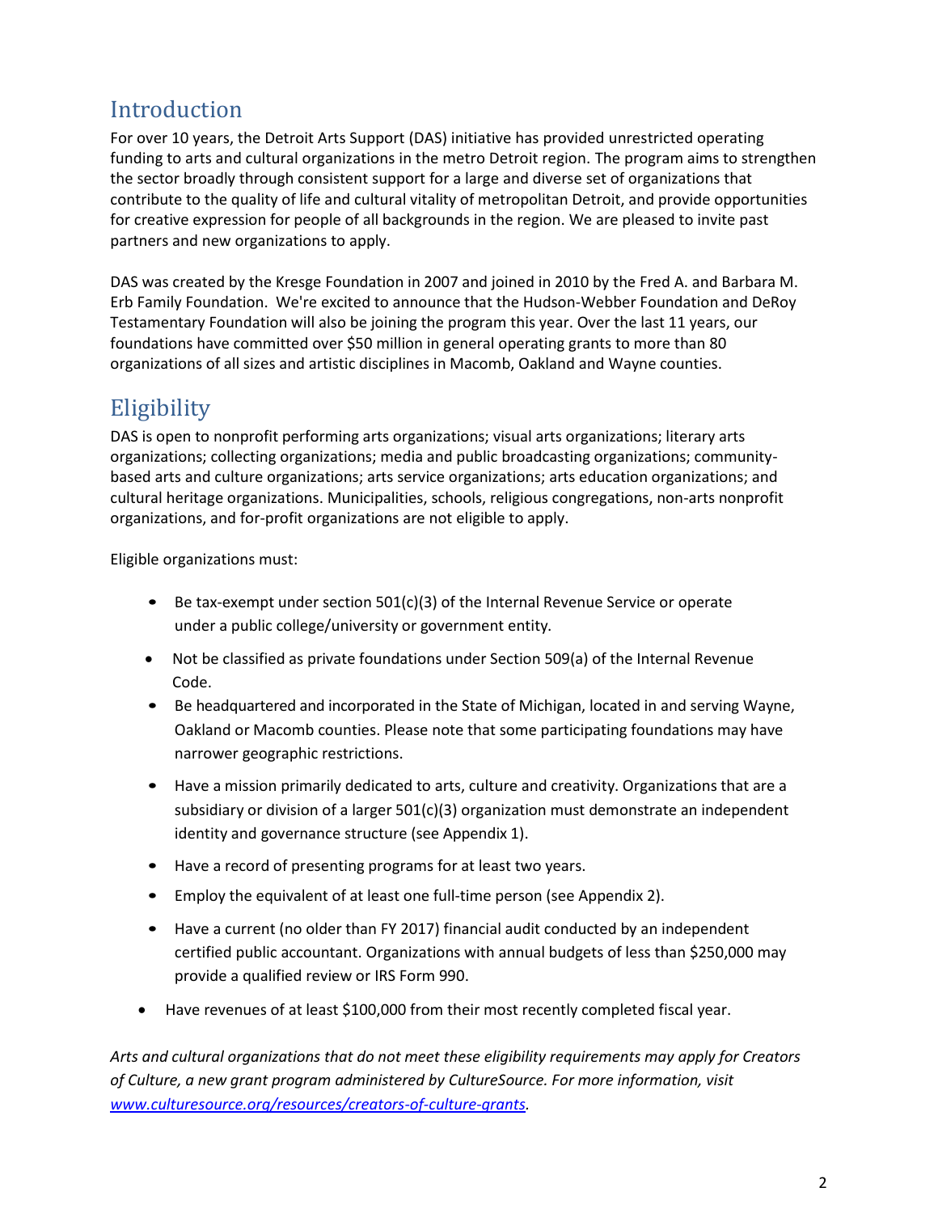## Introduction

For over 10 years, the Detroit Arts Support (DAS) initiative has provided unrestricted operating funding to arts and cultural organizations in the metro Detroit region. The program aims to strengthen the sector broadly through consistent support for a large and diverse set of organizations that contribute to the quality of life and cultural vitality of metropolitan Detroit, and provide opportunities for creative expression for people of all backgrounds in the region. We are pleased to invite past partners and new organizations to apply.

DAS was created by the Kresge Foundation in 2007 and joined in 2010 by the Fred A. and Barbara M. Erb Family Foundation. We're excited to announce that the Hudson-Webber Foundation and DeRoy Testamentary Foundation will also be joining the program this year. Over the last 11 years, our foundations have committed over $50 million in general operating grants to more than 80 organizations of all sizes and artistic disciplines in Macomb, Oakland and Wayne counties.

## Eligibility

DAS is open to nonprofit performing arts organizations; visual arts organizations; literary arts organizations; collecting organizations; media and public broadcasting organizations; community-based arts and culture organizations; arts service organizations; arts education organizations; and cultural heritage organizations. Municipalities, schools, religious congregations, non-arts nonprofit organizations, and for-profit organizations are not eligible to apply.

Eligible organizations must:

- Be tax-exempt under section 501(c)(3) of the Internal Revenue Service or operate under a public college/university or government entity.
- Not be classified as private foundations under Section 509(a) of the Internal Revenue Code.
- Be headquartered and incorporated in the State of Michigan, located in and serving Wayne, Oakland or Macomb counties. Please note that some participating foundations may have narrower geographic restrictions.
- Have a mission primarily dedicated to arts, culture and creativity. Organizations that are a subsidiary or division of a larger 501(c)(3) organization must demonstrate an independent identity and governance structure (see Appendix 1).
- Have a record of presenting programs for at least two years.
- Employ the equivalent of at least one full-time person (see Appendix 2).
- Have a current (no older than FY 2017) financial audit conducted by an independent certified public accountant. Organizations with annual budgets of less than $250,000 may provide a qualified review or IRS Form 990.
- Have revenues of at least $100,000 from their most recently completed fiscal year.

*Arts and cultural organizations that do not meet these eligibility requirements may apply for Creators of Culture, a new grant program administered by CultureSource. For more information, visit [www.culturesource.org/resources/creators-of-culture-grants](www.culturesource.org/resources/creators-of-culture-grants).*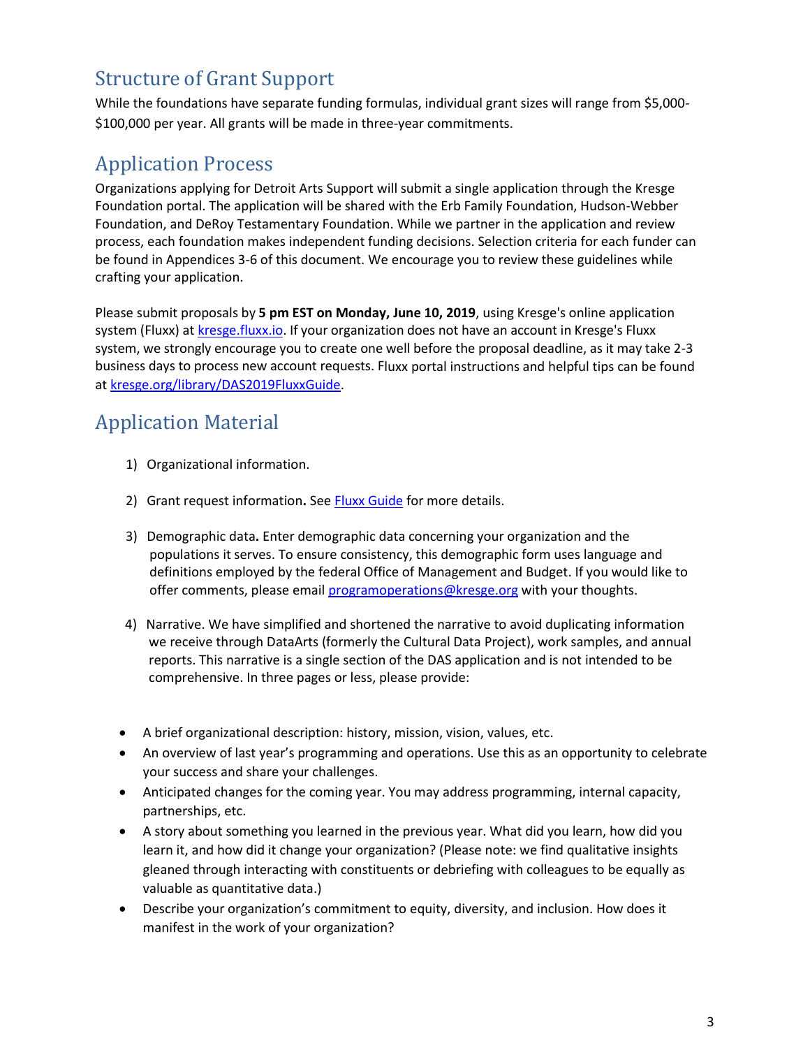## Structure of Grant Support

While the foundations have separate funding formulas, individual grant sizes will range from $5,000-$100,000 per year. All grants will be made in three-year commitments.

## Application Process

Organizations applying for Detroit Arts Support will submit a single application through the Kresge Foundation portal. The application will be shared with the Erb Family Foundation, Hudson-Webber Foundation, and DeRoy Testamentary Foundation. While we partner in the application and review process, each foundation makes independent funding decisions. Selection criteria for each funder can be found in Appendices 3-6 of this document. We encourage you to review these guidelines while crafting your application.

Please submit proposals by **5 pm EST on Monday, June 10, 2019**, using Kresge's online application system (Fluxx) at [kresge.fluxx.io](kresge.fluxx.io). If your organization does not have an account in Kresge's Fluxx system, we strongly encourage you to create one well before the proposal deadline, as it may take 2-3 business days to process new account requests. Fluxx portal instructions and helpful tips can be found at [kresge.org/library/DAS2019FluxxGuide](kresge.org/library/DAS2019FluxxGuide).

## Application Material

1) Organizational information.

2) Grant request information**.** See [Fluxx Guide](kresge.org/library/DAS2019FluxxGuide) for more details.

3) Demographic data**.** Enter demographic data concerning your organization and the populations it serves. To ensure consistency, this demographic form uses language and definitions employed by the federal Office of Management and Budget. If you would like to offer comments, please email [programoperations@kresge.org](mailto:programoperations@kresge.org) with your thoughts.

4) Narrative. We have simplified and shortened the narrative to avoid duplicating information we receive through DataArts (formerly the Cultural Data Project), work samples, and annual reports. This narrative is a single section of the DAS application and is not intended to be comprehensive. In three pages or less, please provide:

- A brief organizational description: history, mission, vision, values, etc.
- An overview of last year's programming and operations. Use this as an opportunity to celebrate your success and share your challenges.
- Anticipated changes for the coming year. You may address programming, internal capacity, partnerships, etc.
- A story about something you learned in the previous year. What did you learn, how did you learn it, and how did it change your organization? (Please note: we find qualitative insights gleaned through interacting with constituents or debriefing with colleagues to be equally as valuable as quantitative data.)
- Describe your organization's commitment to equity, diversity, and inclusion. How does it manifest in the work of your organization?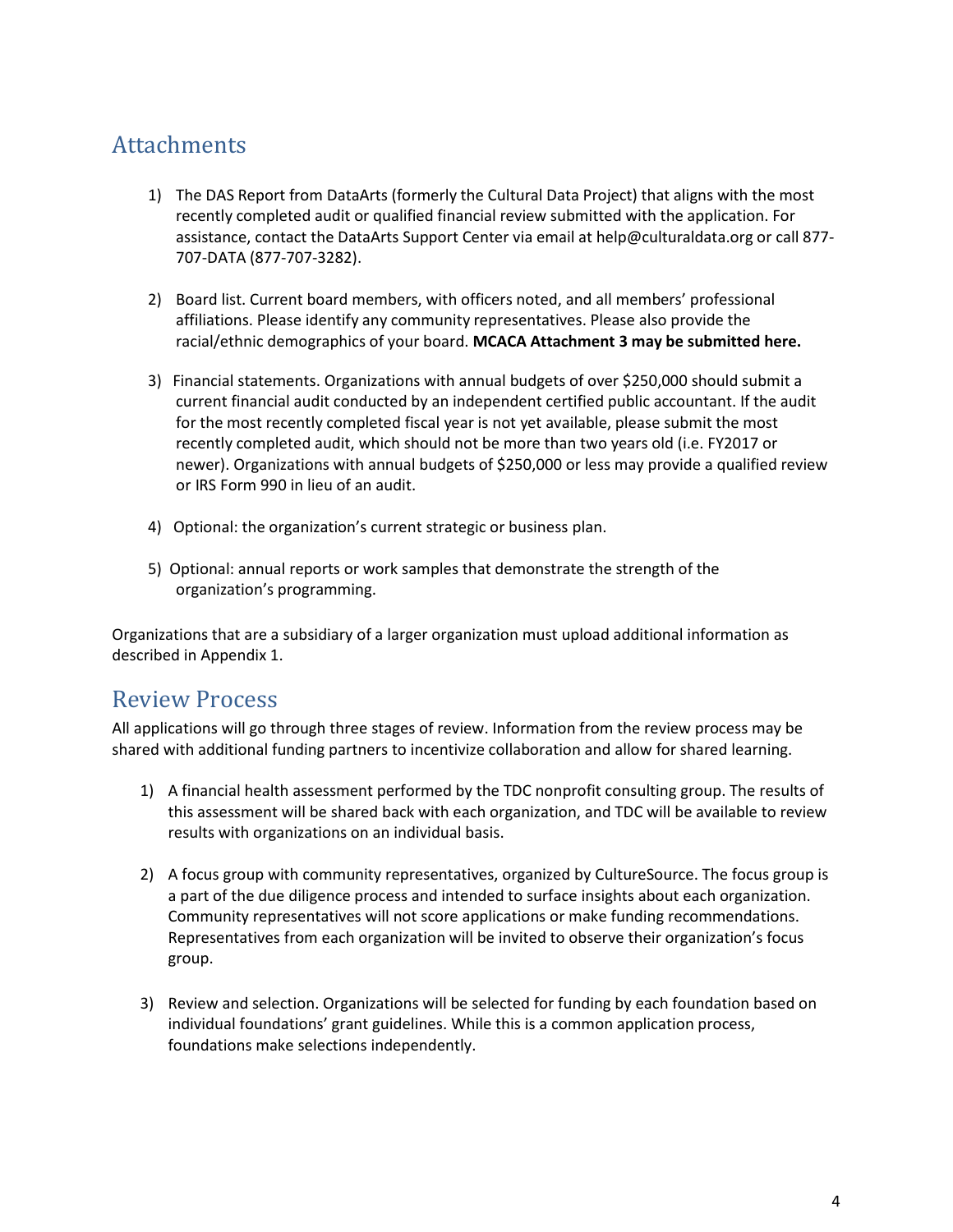## Attachments

1) The DAS Report from DataArts (formerly the Cultural Data Project) that aligns with the most recently completed audit or qualified financial review submitted with the application. For assistance, contact the DataArts Support Center via email at help@culturaldata.org or call 877-707-DATA (877-707-3282).

2) Board list. Current board members, with officers noted, and all members' professional affiliations. Please identify any community representatives. Please also provide the racial/ethnic demographics of your board. **MCACA Attachment 3 may be submitted here.**

3) Financial statements. Organizations with annual budgets of over $250,000 should submit a current financial audit conducted by an independent certified public accountant. If the audit for the most recently completed fiscal year is not yet available, please submit the most recently completed audit, which should not be more than two years old (i.e. FY2017 or newer). Organizations with annual budgets of $250,000 or less may provide a qualified review or IRS Form 990 in lieu of an audit.

4) Optional: the organization's current strategic or business plan.

5) Optional: annual reports or work samples that demonstrate the strength of the organization's programming.

Organizations that are a subsidiary of a larger organization must upload additional information as described in Appendix 1.

## Review Process

All applications will go through three stages of review. Information from the review process may be shared with additional funding partners to incentivize collaboration and allow for shared learning.

1) A financial health assessment performed by the TDC nonprofit consulting group. The results of this assessment will be shared back with each organization, and TDC will be available to review results with organizations on an individual basis.

2) A focus group with community representatives, organized by CultureSource. The focus group is a part of the due diligence process and intended to surface insights about each organization. Community representatives will not score applications or make funding recommendations. Representatives from each organization will be invited to observe their organization's focus group.

3) Review and selection. Organizations will be selected for funding by each foundation based on individual foundations' grant guidelines. While this is a common application process, foundations make selections independently.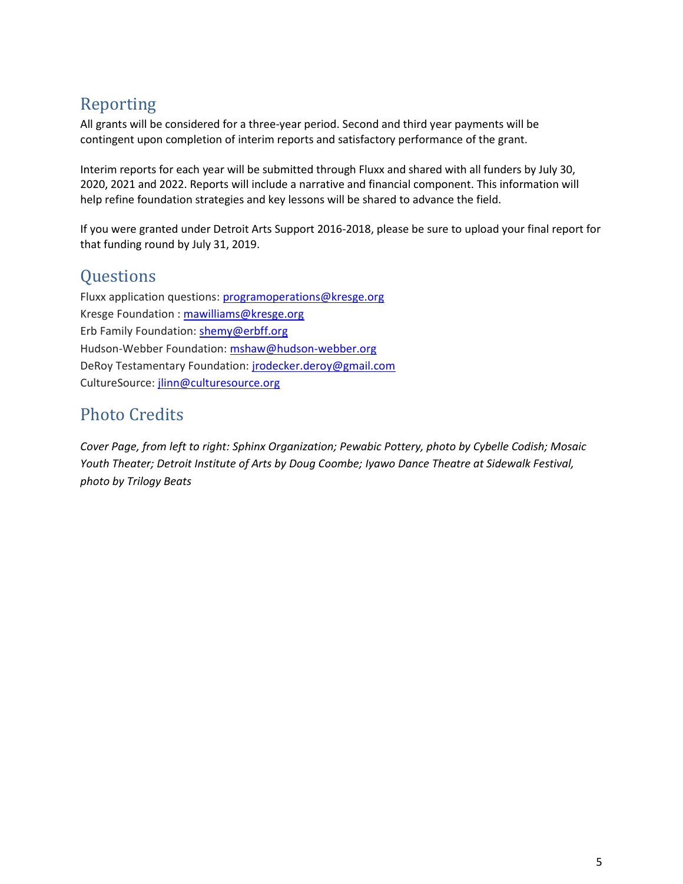## Reporting

All grants will be considered for a three-year period. Second and third year payments will be contingent upon completion of interim reports and satisfactory performance of the grant.

Interim reports for each year will be submitted through Fluxx and shared with all funders by July 30, 2020, 2021 and 2022. Reports will include a narrative and financial component. This information will help refine foundation strategies and key lessons will be shared to advance the field.

If you were granted under Detroit Arts Support 2016-2018, please be sure to upload your final report for that funding round by July 31, 2019.

## Questions

Fluxx application questions: programoperations@kresge.org
Kresge Foundation : mawilliams@kresge.org
Erb Family Foundation: shemy@erbff.org
Hudson-Webber Foundation: mshaw@hudson-webber.org
DeRoy Testamentary Foundation: jrodecker.deroy@gmail.com
CultureSource: jlinn@culturesource.org

## Photo Credits

*Cover Page, from left to right: Sphinx Organization; Pewabic Pottery, photo by Cybelle Codish; Mosaic Youth Theater; Detroit Institute of Arts by Doug Coombe; Iyawo Dance Theatre at Sidewalk Festival, photo by Trilogy Beats*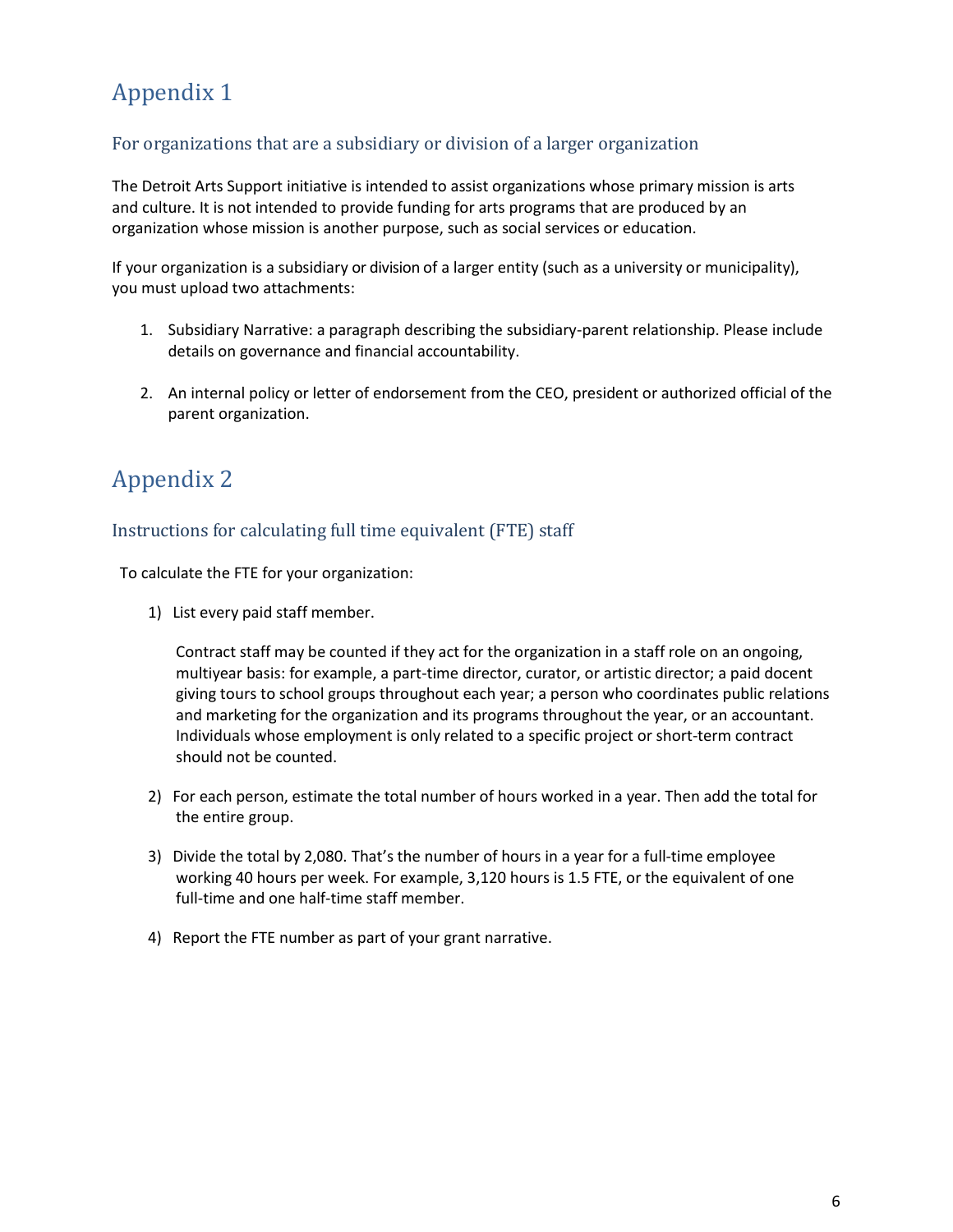# Appendix 1

## For organizations that are a subsidiary or division of a larger organization

The Detroit Arts Support initiative is intended to assist organizations whose primary mission is arts and culture. It is not intended to provide funding for arts programs that are produced by an organization whose mission is another purpose, such as social services or education.

If your organization is a subsidiary or division of a larger entity (such as a university or municipality), you must upload two attachments:

1. Subsidiary Narrative: a paragraph describing the subsidiary-parent relationship. Please include details on governance and financial accountability.

2. An internal policy or letter of endorsement from the CEO, president or authorized official of the parent organization.

# Appendix 2

## Instructions for calculating full time equivalent (FTE) staff

To calculate the FTE for your organization:

1) List every paid staff member.

   Contract staff may be counted if they act for the organization in a staff role on an ongoing, multiyear basis: for example, a part-time director, curator, or artistic director; a paid docent giving tours to school groups throughout each year; a person who coordinates public relations and marketing for the organization and its programs throughout the year, or an accountant. Individuals whose employment is only related to a specific project or short-term contract should not be counted.

2) For each person, estimate the total number of hours worked in a year. Then add the total for the entire group.

3) Divide the total by 2,080. That's the number of hours in a year for a full-time employee working 40 hours per week. For example, 3,120 hours is 1.5 FTE, or the equivalent of one full-time and one half-time staff member.

4) Report the FTE number as part of your grant narrative.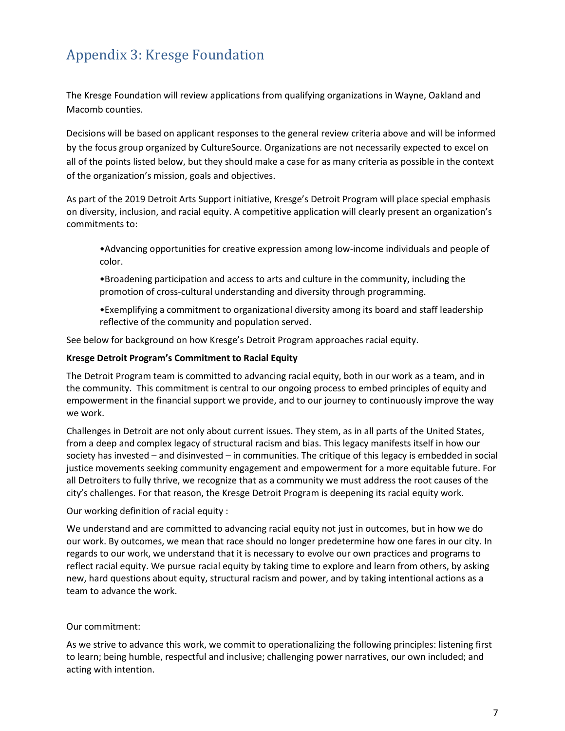## Appendix 3: Kresge Foundation

The Kresge Foundation will review applications from qualifying organizations in Wayne, Oakland and Macomb counties.

Decisions will be based on applicant responses to the general review criteria above and will be informed by the focus group organized by CultureSource. Organizations are not necessarily expected to excel on all of the points listed below, but they should make a case for as many criteria as possible in the context of the organization's mission, goals and objectives.

As part of the 2019 Detroit Arts Support initiative, Kresge's Detroit Program will place special emphasis on diversity, inclusion, and racial equity. A competitive application will clearly present an organization's commitments to:

- Advancing opportunities for creative expression among low-income individuals and people of color.
- Broadening participation and access to arts and culture in the community, including the promotion of cross-cultural understanding and diversity through programming.
- Exemplifying a commitment to organizational diversity among its board and staff leadership reflective of the community and population served.

See below for background on how Kresge's Detroit Program approaches racial equity.

**Kresge Detroit Program's Commitment to Racial Equity**

The Detroit Program team is committed to advancing racial equity, both in our work as a team, and in the community. This commitment is central to our ongoing process to embed principles of equity and empowerment in the financial support we provide, and to our journey to continuously improve the way we work.

Challenges in Detroit are not only about current issues. They stem, as in all parts of the United States, from a deep and complex legacy of structural racism and bias. This legacy manifests itself in how our society has invested – and disinvested – in communities. The critique of this legacy is embedded in social justice movements seeking community engagement and empowerment for a more equitable future. For all Detroiters to fully thrive, we recognize that as a community we must address the root causes of the city's challenges. For that reason, the Kresge Detroit Program is deepening its racial equity work.

Our working definition of racial equity :

We understand and are committed to advancing racial equity not just in outcomes, but in how we do our work. By outcomes, we mean that race should no longer predetermine how one fares in our city. In regards to our work, we understand that it is necessary to evolve our own practices and programs to reflect racial equity. We pursue racial equity by taking time to explore and learn from others, by asking new, hard questions about equity, structural racism and power, and by taking intentional actions as a team to advance the work.

Our commitment:

As we strive to advance this work, we commit to operationalizing the following principles: listening first to learn; being humble, respectful and inclusive; challenging power narratives, our own included; and acting with intention.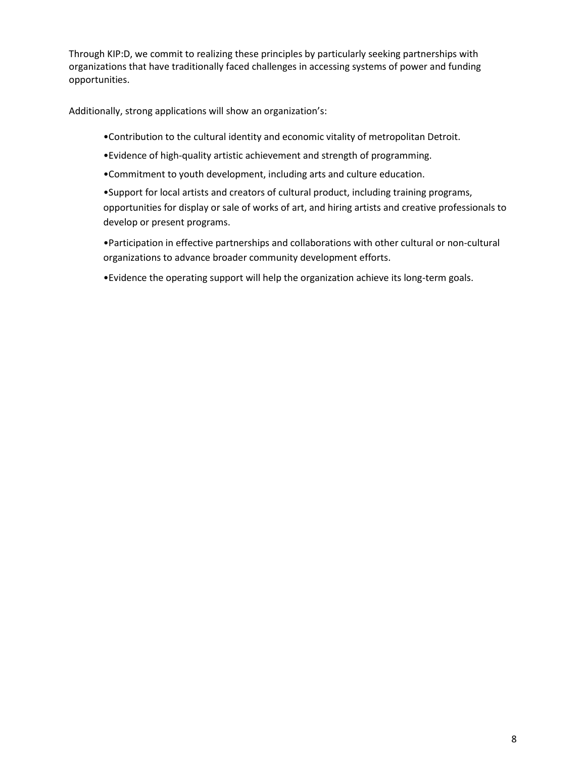Through KIP:D, we commit to realizing these principles by particularly seeking partnerships with organizations that have traditionally faced challenges in accessing systems of power and funding opportunities.

Additionally, strong applications will show an organization's:

- Contribution to the cultural identity and economic vitality of metropolitan Detroit.
- Evidence of high-quality artistic achievement and strength of programming.
- Commitment to youth development, including arts and culture education.
- Support for local artists and creators of cultural product, including training programs, opportunities for display or sale of works of art, and hiring artists and creative professionals to develop or present programs.
- Participation in effective partnerships and collaborations with other cultural or non-cultural organizations to advance broader community development efforts.
- Evidence the operating support will help the organization achieve its long-term goals.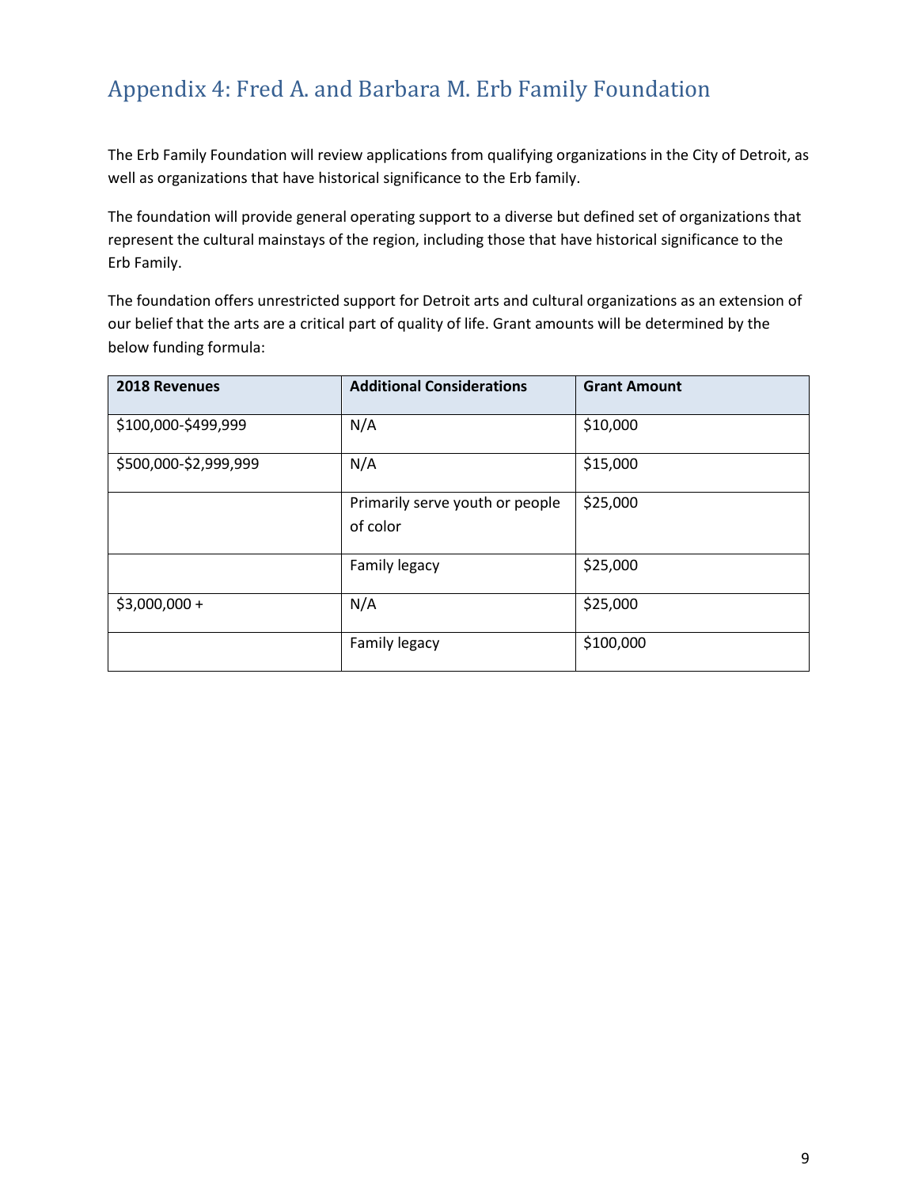## Appendix 4: Fred A. and Barbara M. Erb Family Foundation

The Erb Family Foundation will review applications from qualifying organizations in the City of Detroit, as well as organizations that have historical significance to the Erb family.

The foundation will provide general operating support to a diverse but defined set of organizations that represent the cultural mainstays of the region, including those that have historical significance to the Erb Family.

The foundation offers unrestricted support for Detroit arts and cultural organizations as an extension of our belief that the arts are a critical part of quality of life. Grant amounts will be determined by the below funding formula:

| 2018 Revenues | Additional Considerations | Grant Amount |
|---|---|---|
| $100,000-$499,999 | N/A | $10,000 |
| $500,000-$2,999,999 | N/A | $15,000 |
| | Primarily serve youth or people of color | $25,000 |
| | Family legacy | $25,000 |
| $3,000,000 + | N/A | $25,000 |
| | Family legacy | $100,000 |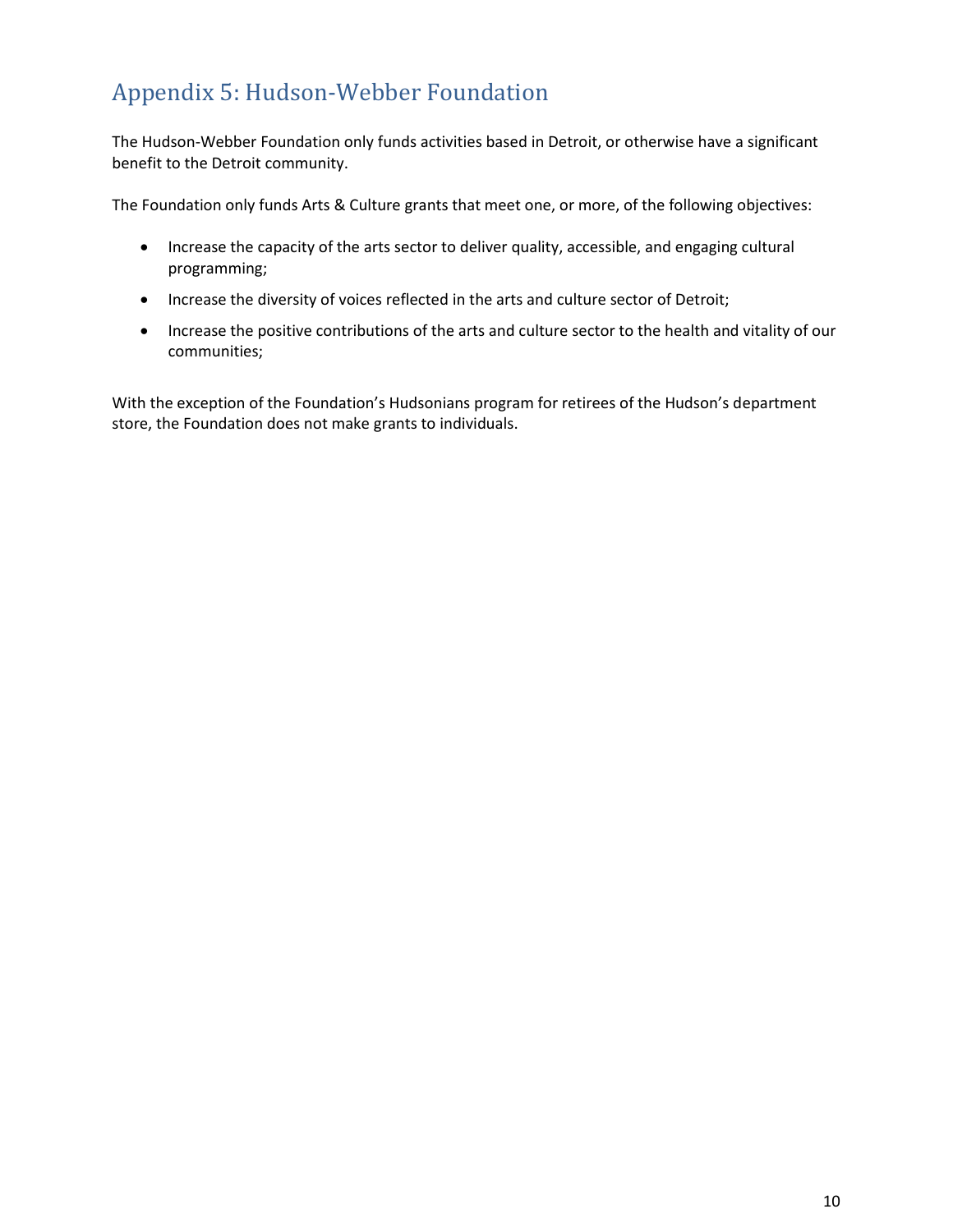# Appendix 5: Hudson-Webber Foundation

The Hudson-Webber Foundation only funds activities based in Detroit, or otherwise have a significant benefit to the Detroit community.

The Foundation only funds Arts & Culture grants that meet one, or more, of the following objectives:

- Increase the capacity of the arts sector to deliver quality, accessible, and engaging cultural programming;
- Increase the diversity of voices reflected in the arts and culture sector of Detroit;
- Increase the positive contributions of the arts and culture sector to the health and vitality of our communities;

With the exception of the Foundation's Hudsonians program for retirees of the Hudson's department store, the Foundation does not make grants to individuals.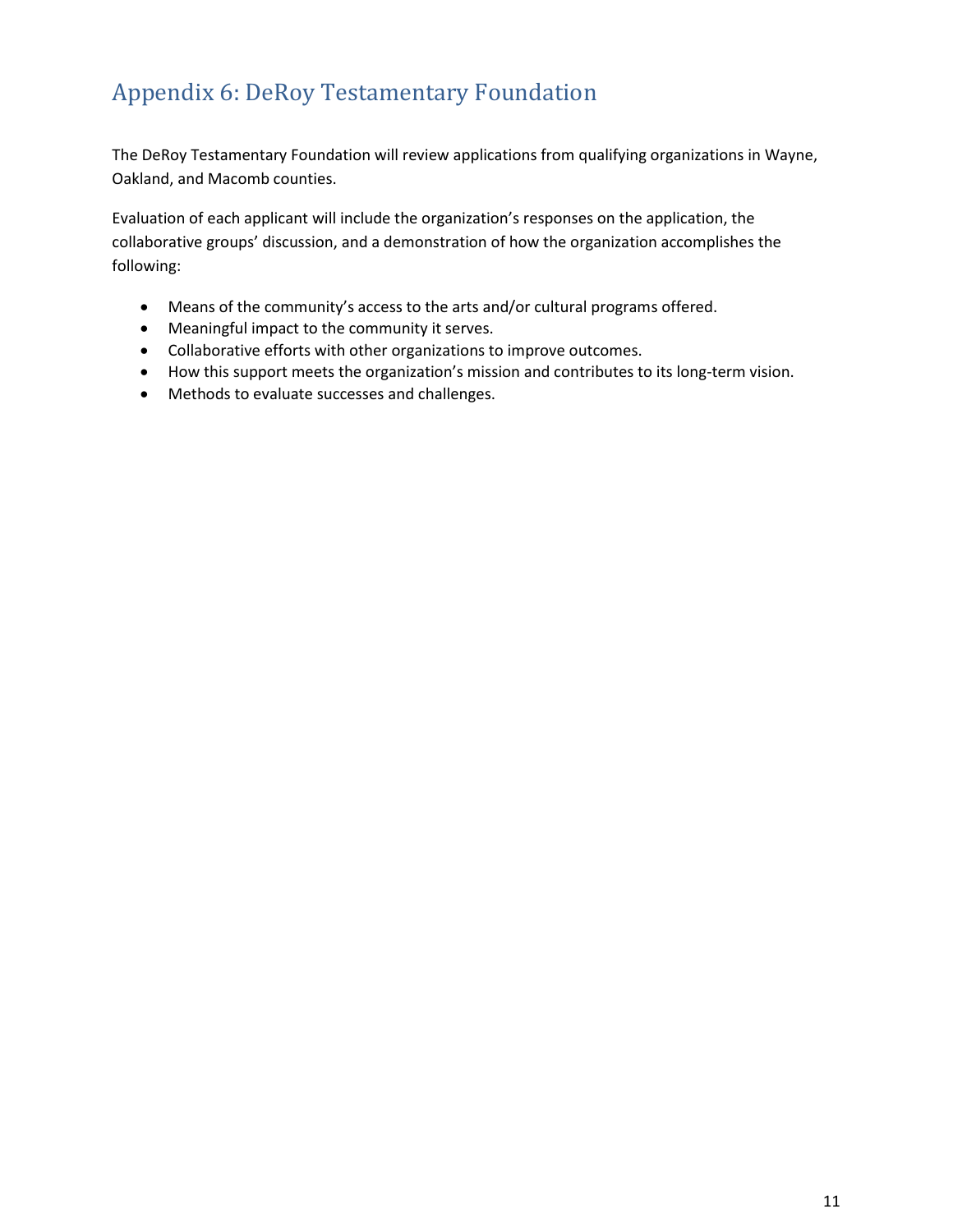## Appendix 6: DeRoy Testamentary Foundation

The DeRoy Testamentary Foundation will review applications from qualifying organizations in Wayne, Oakland, and Macomb counties.

Evaluation of each applicant will include the organization's responses on the application, the collaborative groups' discussion, and a demonstration of how the organization accomplishes the following:

- Means of the community's access to the arts and/or cultural programs offered.
- Meaningful impact to the community it serves.
- Collaborative efforts with other organizations to improve outcomes.
- How this support meets the organization's mission and contributes to its long-term vision.
- Methods to evaluate successes and challenges.